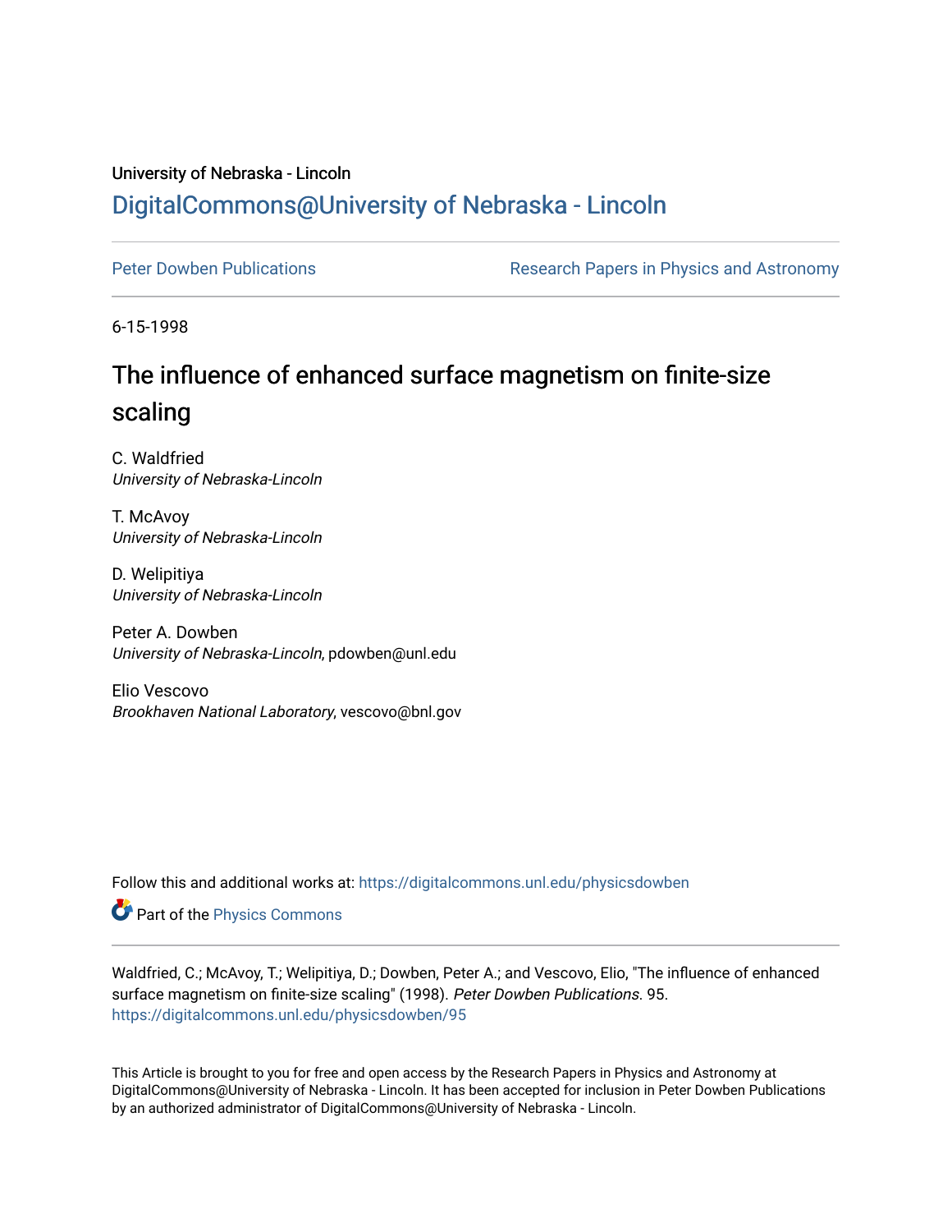University of Nebraska - Lincoln

# DigitalCommons@University of Nebraska - Lincoln

Peter Dowben Publications | Research Papers in Physics and Astronomy

6-15-1998

## The influence of enhanced surface magnetism on finite-size scaling

C. Waldfried
*University of Nebraska-Lincoln*

T. McAvoy
*University of Nebraska-Lincoln*

D. Welipitiya
*University of Nebraska-Lincoln*

Peter A. Dowben
*University of Nebraska-Lincoln*, pdowben@unl.edu

Elio Vescovo
*Brookhaven National Laboratory*, vescovo@bnl.gov

Follow this and additional works at: https://digitalcommons.unl.edu/physicsdowben

Part of the Physics Commons

Waldfried, C.; McAvoy, T.; Welipitiya, D.; Dowben, Peter A.; and Vescovo, Elio, "The influence of enhanced surface magnetism on finite-size scaling" (1998). *Peter Dowben Publications*. 95.
https://digitalcommons.unl.edu/physicsdowben/95

This Article is brought to you for free and open access by the Research Papers in Physics and Astronomy at DigitalCommons@University of Nebraska - Lincoln. It has been accepted for inclusion in Peter Dowben Publications by an authorized administrator of DigitalCommons@University of Nebraska - Lincoln.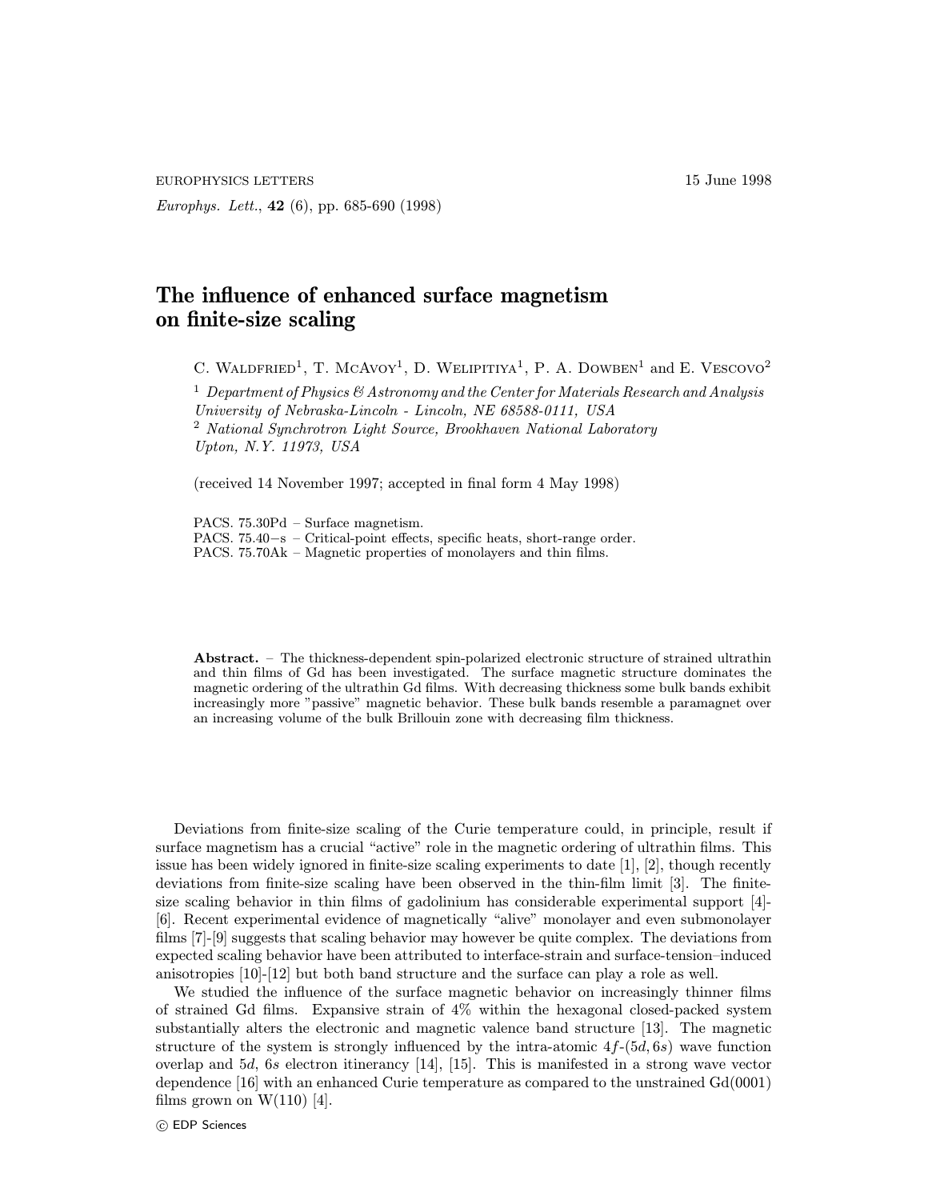# The influence of enhanced surface magnetism on finite-size scaling

C. Waldfried[1], T. McAvoy[1], D. Welipitiya[1], P. A. Dowben[1] and E. Vescovo[2]

[1] *Department of Physics & Astronomy and the Center for Materials Research and Analysis University of Nebraska-Lincoln - Lincoln, NE 68588-0111, USA*
[2] *National Synchrotron Light Source, Brookhaven National Laboratory Upton, N.Y. 11973, USA*

(received 14 November 1997; accepted in final form 4 May 1998)

PACS. 75.30Pd – Surface magnetism.
PACS. 75.40−s – Critical-point effects, specific heats, short-range order.
PACS. 75.70Ak – Magnetic properties of monolayers and thin films.

**Abstract.** – The thickness-dependent spin-polarized electronic structure of strained ultrathin and thin films of Gd has been investigated. The surface magnetic structure dominates the magnetic ordering of the ultrathin Gd films. With decreasing thickness some bulk bands exhibit increasingly more "passive" magnetic behavior. These bulk bands resemble a paramagnet over an increasing volume of the bulk Brillouin zone with decreasing film thickness.

Deviations from finite-size scaling of the Curie temperature could, in principle, result if surface magnetism has a crucial "active" role in the magnetic ordering of ultrathin films. This issue has been widely ignored in finite-size scaling experiments to date [1], [2], though recently deviations from finite-size scaling have been observed in the thin-film limit [3]. The finite-size scaling behavior in thin films of gadolinium has considerable experimental support [4]-[6]. Recent experimental evidence of magnetically "alive" monolayer and even submonolayer films [7]-[9] suggests that scaling behavior may however be quite complex. The deviations from expected scaling behavior have been attributed to interface-strain and surface-tension–induced anisotropies [10]-[12] but both band structure and the surface can play a role as well.

We studied the influence of the surface magnetic behavior on increasingly thinner films of strained Gd films. Expansive strain of 4% within the hexagonal closed-packed system substantially alters the electronic and magnetic valence band structure [13]. The magnetic structure of the system is strongly influenced by the intra-atomic $4f$-$(5d, 6s)$ wave function overlap and $5d$, $6s$ electron itinerancy [14], [15]. This is manifested in a strong wave vector dependence [16] with an enhanced Curie temperature as compared to the unstrained Gd(0001) films grown on W(110) [4].

© EDP Sciences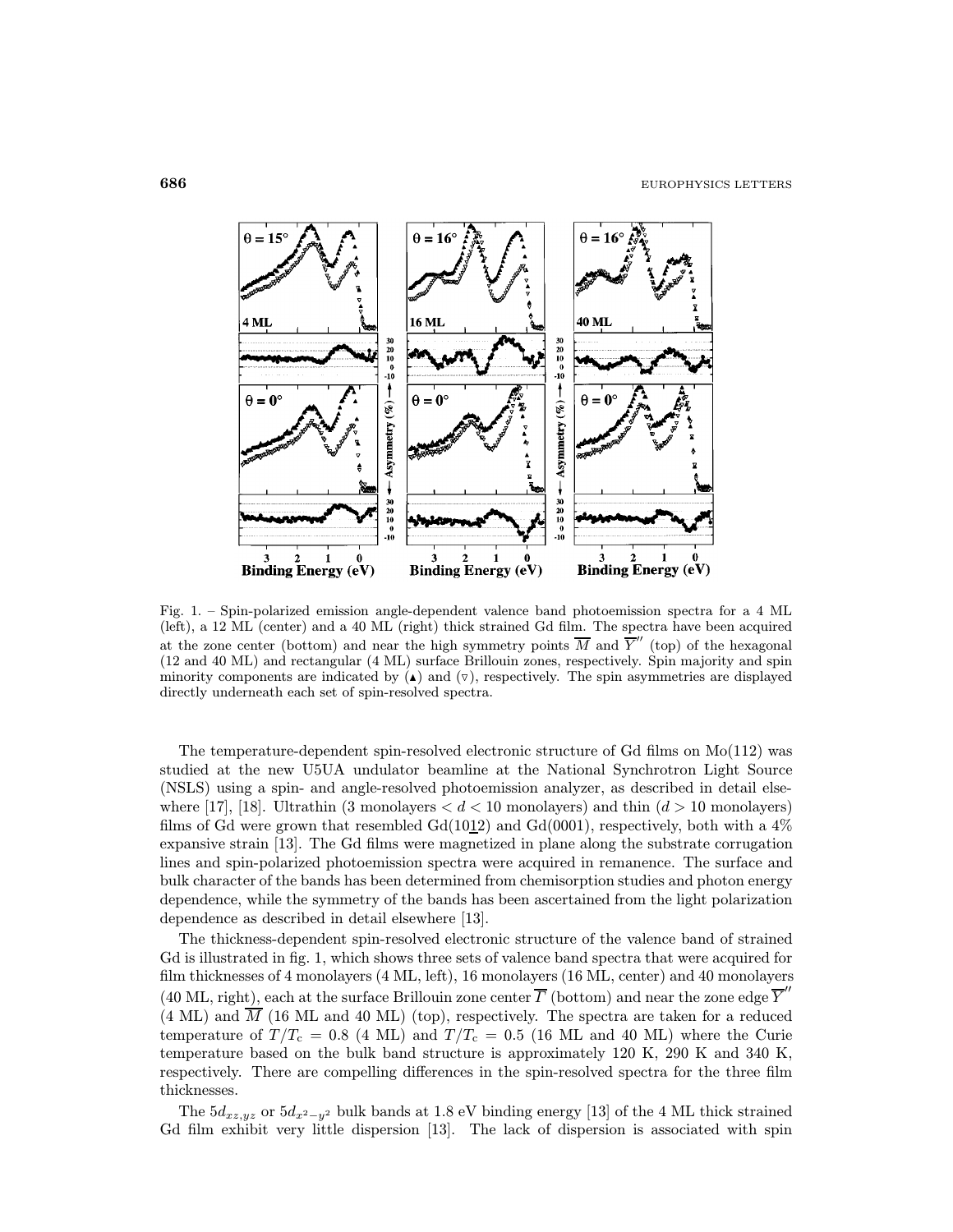Fig. 1. – Spin-polarized emission angle-dependent valence band photoemission spectra for a 4 ML (left), a 12 ML (center) and a 40 ML (right) thick strained Gd film. The spectra have been acquired at the zone center (bottom) and near the high symmetry points $\overline{M}$ and $\overline{Y}''$ (top) of the hexagonal (12 and 40 ML) and rectangular (4 ML) surface Brillouin zones, respectively. Spin majority and spin minority components are indicated by (▲) and (▽), respectively. The spin asymmetries are displayed directly underneath each set of spin-resolved spectra.

The temperature-dependent spin-resolved electronic structure of Gd films on Mo(112) was studied at the new U5UA undulator beamline at the National Synchrotron Light Source (NSLS) using a spin- and angle-resolved photoemission analyzer, as described in detail elsewhere [17], [18]. Ultrathin (3 monolayers $< d <$ 10 monolayers) and thin ($d >$ 10 monolayers) films of Gd were grown that resembled Gd(10$\underline{1}$2) and Gd(0001), respectively, both with a 4% expansive strain [13]. The Gd films were magnetized in plane along the substrate corrugation lines and spin-polarized photoemission spectra were acquired in remanence. The surface and bulk character of the bands has been determined from chemisorption studies and photon energy dependence, while the symmetry of the bands has been ascertained from the light polarization dependence as described in detail elsewhere [13].

The thickness-dependent spin-resolved electronic structure of the valence band of strained Gd is illustrated in fig. 1, which shows three sets of valence band spectra that were acquired for film thicknesses of 4 monolayers (4 ML, left), 16 monolayers (16 ML, center) and 40 monolayers (40 ML, right), each at the surface Brillouin zone center $\overline{\Gamma}$ (bottom) and near the zone edge $\overline{Y}''$ (4 ML) and $\overline{M}$ (16 ML and 40 ML) (top), respectively. The spectra are taken for a reduced temperature of $T/T_c = 0.8$ (4 ML) and $T/T_c = 0.5$ (16 ML and 40 ML) where the Curie temperature based on the bulk band structure is approximately 120 K, 290 K and 340 K, respectively. There are compelling differences in the spin-resolved spectra for the three film thicknesses.

The $5d_{xz,yz}$ or $5d_{x^2-y^2}$ bulk bands at 1.8 eV binding energy [13] of the 4 ML thick strained Gd film exhibit very little dispersion [13]. The lack of dispersion is associated with spin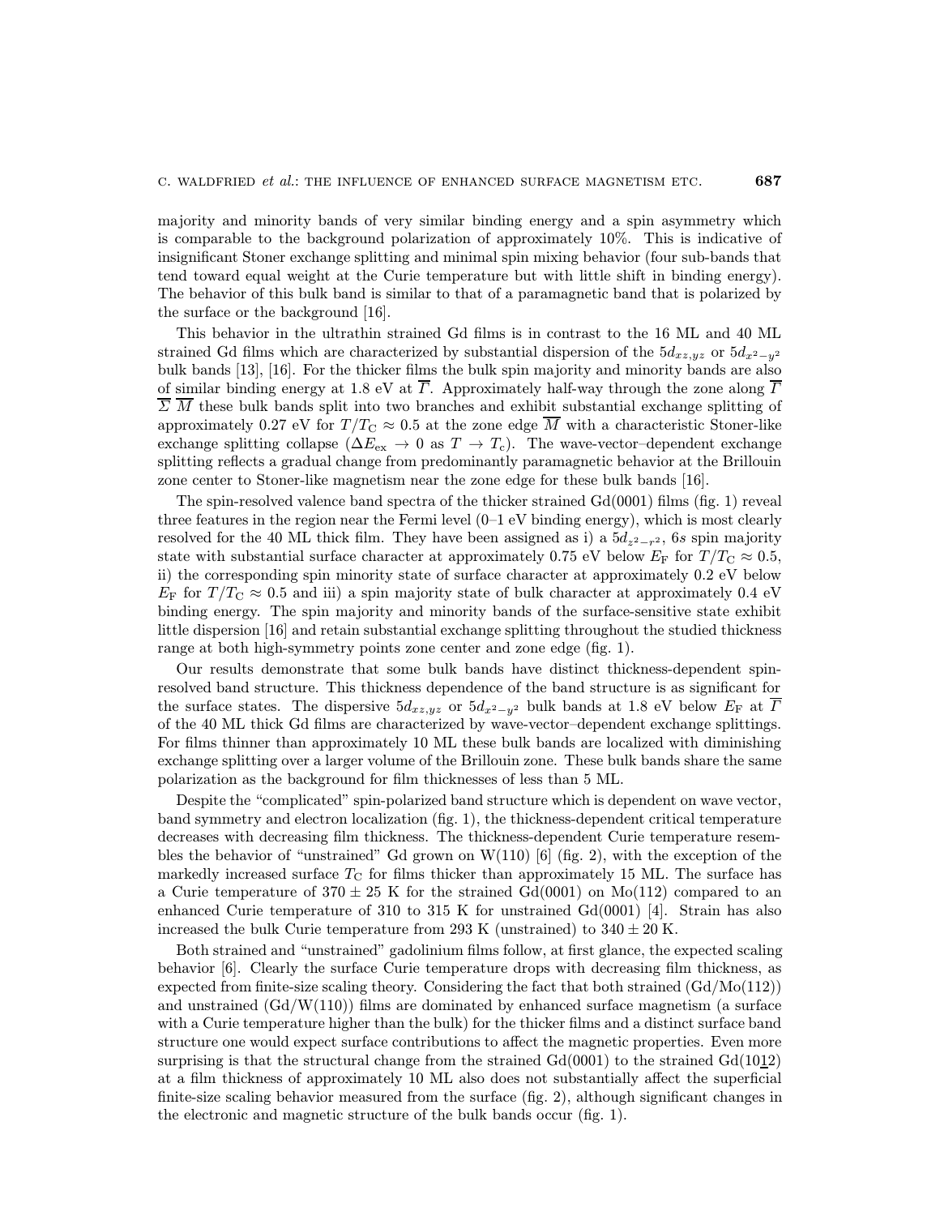majority and minority bands of very similar binding energy and a spin asymmetry which is comparable to the background polarization of approximately 10%. This is indicative of insignificant Stoner exchange splitting and minimal spin mixing behavior (four sub-bands that tend toward equal weight at the Curie temperature but with little shift in binding energy). The behavior of this bulk band is similar to that of a paramagnetic band that is polarized by the surface or the background [16].

This behavior in the ultrathin strained Gd films is in contrast to the 16 ML and 40 ML strained Gd films which are characterized by substantial dispersion of the $5d_{xz,yz}$ or $5d_{x^2-y^2}$ bulk bands [13], [16]. For the thicker films the bulk spin majority and minority bands are also of similar binding energy at 1.8 eV at $\overline{\Gamma}$. Approximately half-way through the zone along $\overline{\Gamma}$ $\overline{\Sigma}$ $\overline{M}$ these bulk bands split into two branches and exhibit substantial exchange splitting of approximately 0.27 eV for $T/T_{\mathrm{C}} \approx 0.5$ at the zone edge $\overline{M}$ with a characteristic Stoner-like exchange splitting collapse ($\Delta E_{\mathrm{ex}} \to 0$ as $T \to T_{\mathrm{c}}$). The wave-vector–dependent exchange splitting reflects a gradual change from predominantly paramagnetic behavior at the Brillouin zone center to Stoner-like magnetism near the zone edge for these bulk bands [16].

The spin-resolved valence band spectra of the thicker strained Gd(0001) films (fig. 1) reveal three features in the region near the Fermi level (0–1 eV binding energy), which is most clearly resolved for the 40 ML thick film. They have been assigned as i) a $5d_{z^2-r^2}$, $6s$ spin majority state with substantial surface character at approximately 0.75 eV below $E_{\mathrm{F}}$ for $T/T_{\mathrm{C}} \approx 0.5$, ii) the corresponding spin minority state of surface character at approximately 0.2 eV below $E_{\mathrm{F}}$ for $T/T_{\mathrm{C}} \approx 0.5$ and iii) a spin majority state of bulk character at approximately 0.4 eV binding energy. The spin majority and minority bands of the surface-sensitive state exhibit little dispersion [16] and retain substantial exchange splitting throughout the studied thickness range at both high-symmetry points zone center and zone edge (fig. 1).

Our results demonstrate that some bulk bands have distinct thickness-dependent spin-resolved band structure. This thickness dependence of the band structure is as significant for the surface states. The dispersive $5d_{xz,yz}$ or $5d_{x^2-y^2}$ bulk bands at 1.8 eV below $E_{\mathrm{F}}$ at $\overline{\Gamma}$ of the 40 ML thick Gd films are characterized by wave-vector–dependent exchange splittings. For films thinner than approximately 10 ML these bulk bands are localized with diminishing exchange splitting over a larger volume of the Brillouin zone. These bulk bands share the same polarization as the background for film thicknesses of less than 5 ML.

Despite the "complicated" spin-polarized band structure which is dependent on wave vector, band symmetry and electron localization (fig. 1), the thickness-dependent critical temperature decreases with decreasing film thickness. The thickness-dependent Curie temperature resembles the behavior of "unstrained" Gd grown on W(110) [6] (fig. 2), with the exception of the markedly increased surface $T_{\mathrm{C}}$ for films thicker than approximately 15 ML. The surface has a Curie temperature of $370 \pm 25$ K for the strained Gd(0001) on Mo(112) compared to an enhanced Curie temperature of 310 to 315 K for unstrained Gd(0001) [4]. Strain has also increased the bulk Curie temperature from 293 K (unstrained) to $340 \pm 20$ K.

Both strained and "unstrained" gadolinium films follow, at first glance, the expected scaling behavior [6]. Clearly the surface Curie temperature drops with decreasing film thickness, as expected from finite-size scaling theory. Considering the fact that both strained (Gd/Mo(112)) and unstrained (Gd/W(110)) films are dominated by enhanced surface magnetism (a surface with a Curie temperature higher than the bulk) for the thicker films and a distinct surface band structure one would expect surface contributions to affect the magnetic properties. Even more surprising is that the structural change from the strained Gd(0001) to the strained Gd($10\underline{1}2$) at a film thickness of approximately 10 ML also does not substantially affect the superficial finite-size scaling behavior measured from the surface (fig. 2), although significant changes in the electronic and magnetic structure of the bulk bands occur (fig. 1).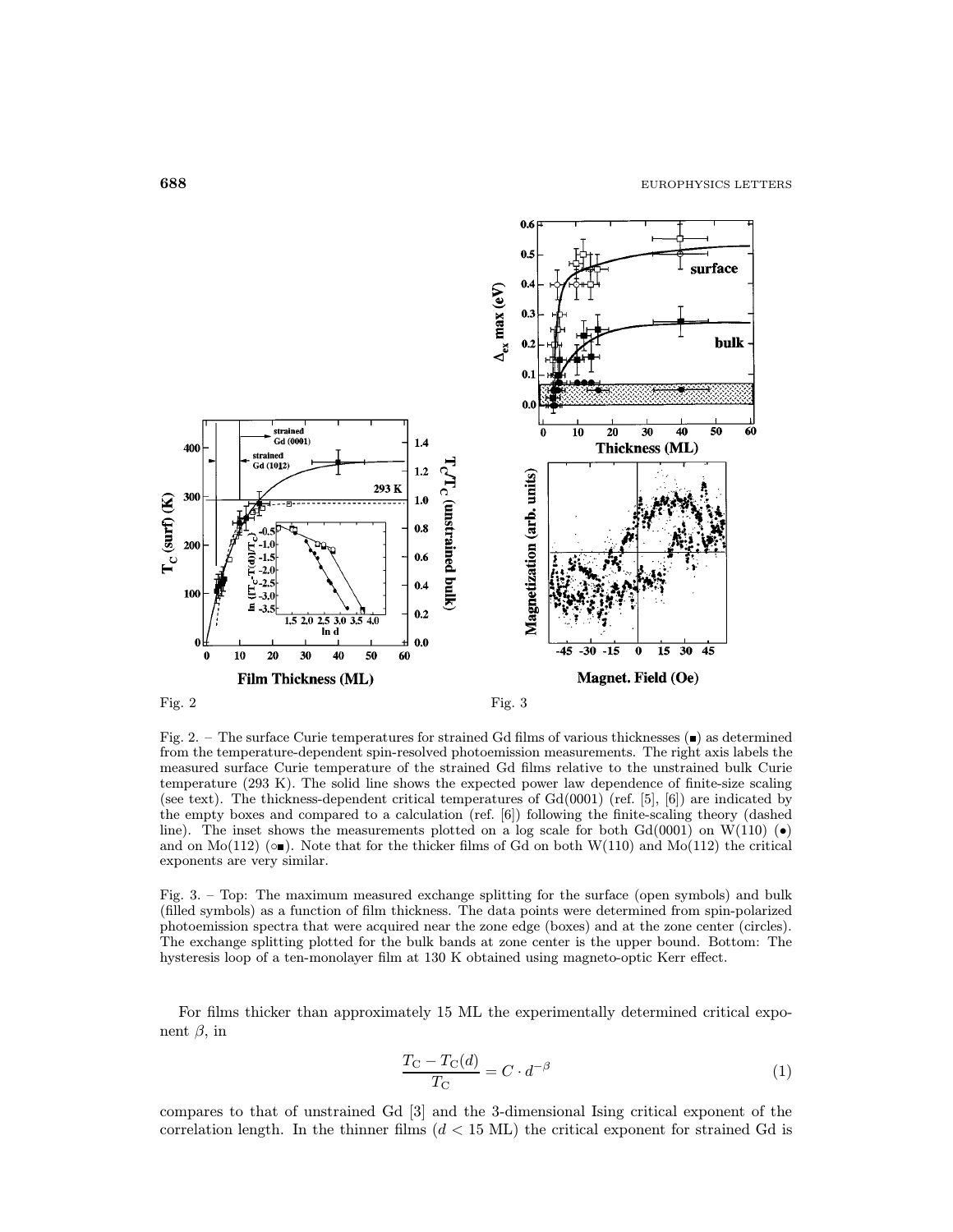Fig. 2

Fig. 3

Fig. 2. – The surface Curie temperatures for strained Gd films of various thicknesses (■) as determined from the temperature-dependent spin-resolved photoemission measurements. The right axis labels the measured surface Curie temperature of the strained Gd films relative to the unstrained bulk Curie temperature (293 K). The solid line shows the expected power law dependence of finite-size scaling (see text). The thickness-dependent critical temperatures of Gd(0001) (ref. [5], [6]) are indicated by the empty boxes and compared to a calculation (ref. [6]) following the finite-scaling theory (dashed line). The inset shows the measurements plotted on a log scale for both Gd(0001) on W(110) (•) and on Mo(112) (○■). Note that for the thicker films of Gd on both W(110) and Mo(112) the critical exponents are very similar.

Fig. 3. – Top: The maximum measured exchange splitting for the surface (open symbols) and bulk (filled symbols) as a function of film thickness. The data points were determined from spin-polarized photoemission spectra that were acquired near the zone edge (boxes) and at the zone center (circles). The exchange splitting plotted for the bulk bands at zone center is the upper bound. Bottom: The hysteresis loop of a ten-monolayer film at 130 K obtained using magneto-optic Kerr effect.

For films thicker than approximately 15 ML the experimentally determined critical exponent $\beta$, in

$$\frac{T_\mathrm{C} - T_\mathrm{C}(d)}{T_\mathrm{C}} = C \cdot d^{-\beta} \tag{1}$$

compares to that of unstrained Gd [3] and the 3-dimensional Ising critical exponent of the correlation length. In the thinner films ($d < 15$ ML) the critical exponent for strained Gd is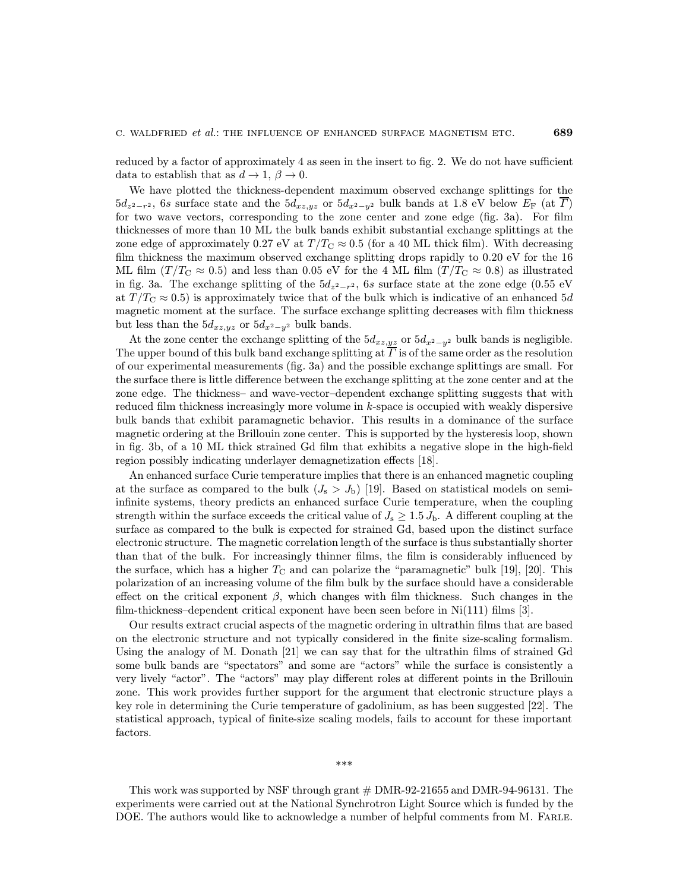reduced by a factor of approximately 4 as seen in the insert to fig. 2. We do not have sufficient data to establish that as $d \to 1$, $\beta \to 0$.

We have plotted the thickness-dependent maximum observed exchange splittings for the $5d_{z^2-r^2}$, $6s$ surface state and the $5d_{xz,yz}$ or $5d_{x^2-y^2}$ bulk bands at 1.8 eV below $E_\mathrm{F}$ (at $\overline{\Gamma}$) for two wave vectors, corresponding to the zone center and zone edge (fig. 3a). For film thicknesses of more than 10 ML the bulk bands exhibit substantial exchange splittings at the zone edge of approximately 0.27 eV at $T/T_\mathrm{C} \approx 0.5$ (for a 40 ML thick film). With decreasing film thickness the maximum observed exchange splitting drops rapidly to 0.20 eV for the 16 ML film ($T/T_\mathrm{C} \approx 0.5$) and less than 0.05 eV for the 4 ML film ($T/T_\mathrm{C} \approx 0.8$) as illustrated in fig. 3a. The exchange splitting of the $5d_{z^2-r^2}$, $6s$ surface state at the zone edge (0.55 eV at $T/T_\mathrm{C} \approx 0.5$) is approximately twice that of the bulk which is indicative of an enhanced $5d$ magnetic moment at the surface. The surface exchange splitting decreases with film thickness but less than the $5d_{xz,yz}$ or $5d_{x^2-y^2}$ bulk bands.

At the zone center the exchange splitting of the $5d_{xz,yz}$ or $5d_{x^2-y^2}$ bulk bands is negligible. The upper bound of this bulk band exchange splitting at $\overline{\Gamma}$ is of the same order as the resolution of our experimental measurements (fig. 3a) and the possible exchange splittings are small. For the surface there is little difference between the exchange splitting at the zone center and at the zone edge. The thickness– and wave-vector–dependent exchange splitting suggests that with reduced film thickness increasingly more volume in $k$-space is occupied with weakly dispersive bulk bands that exhibit paramagnetic behavior. This results in a dominance of the surface magnetic ordering at the Brillouin zone center. This is supported by the hysteresis loop, shown in fig. 3b, of a 10 ML thick strained Gd film that exhibits a negative slope in the high-field region possibly indicating underlayer demagnetization effects [18].

An enhanced surface Curie temperature implies that there is an enhanced magnetic coupling at the surface as compared to the bulk ($J_\mathrm{s} > J_\mathrm{b}$) [19]. Based on statistical models on semi-infinite systems, theory predicts an enhanced surface Curie temperature, when the coupling strength within the surface exceeds the critical value of $J_\mathrm{s} \geq 1.5\, J_\mathrm{b}$. A different coupling at the surface as compared to the bulk is expected for strained Gd, based upon the distinct surface electronic structure. The magnetic correlation length of the surface is thus substantially shorter than that of the bulk. For increasingly thinner films, the film is considerably influenced by the surface, which has a higher $T_\mathrm{C}$ and can polarize the "paramagnetic" bulk [19], [20]. This polarization of an increasing volume of the film bulk by the surface should have a considerable effect on the critical exponent $\beta$, which changes with film thickness. Such changes in the film-thickness–dependent critical exponent have been seen before in Ni(111) films [3].

Our results extract crucial aspects of the magnetic ordering in ultrathin films that are based on the electronic structure and not typically considered in the finite size-scaling formalism. Using the analogy of M. Donath [21] we can say that for the ultrathin films of strained Gd some bulk bands are "spectators" and some are "actors" while the surface is consistently a very lively "actor". The "actors" may play different roles at different points in the Brillouin zone. This work provides further support for the argument that electronic structure plays a key role in determining the Curie temperature of gadolinium, as has been suggested [22]. The statistical approach, typical of finite-size scaling models, fails to account for these important factors.

\*\*\*

This work was supported by NSF through grant # DMR-92-21655 and DMR-94-96131. The experiments were carried out at the National Synchrotron Light Source which is funded by the DOE. The authors would like to acknowledge a number of helpful comments from M. Farle.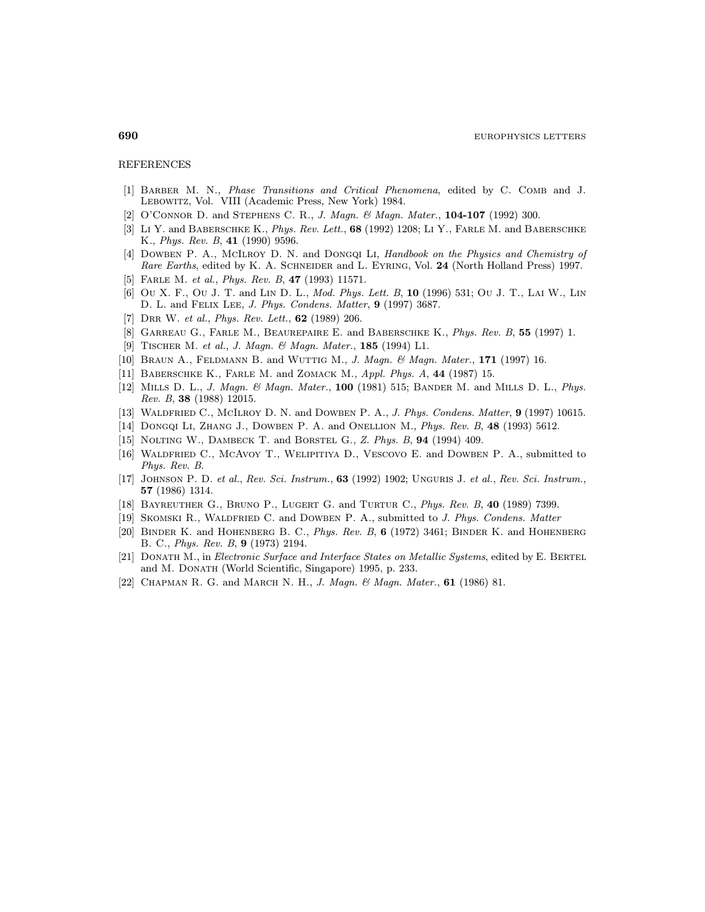## REFERENCES

[1] Barber M. N., *Phase Transitions and Critical Phenomena*, edited by C. Comb and J. Lebowitz, Vol. VIII (Academic Press, New York) 1984.

[2] O'Connor D. and Stephens C. R., *J. Magn. & Magn. Mater.*, **104-107** (1992) 300.

[3] Li Y. and Baberschke K., *Phys. Rev. Lett.*, **68** (1992) 1208; Li Y., Farle M. and Baberschke K., *Phys. Rev. B*, **41** (1990) 9596.

[4] Dowben P. A., McIlroy D. N. and Dongqi Li, *Handbook on the Physics and Chemistry of Rare Earths*, edited by K. A. Schneider and L. Eyring, Vol. **24** (North Holland Press) 1997.

[5] Farle M. *et al.*, *Phys. Rev. B*, **47** (1993) 11571.

[6] Ou X. F., Ou J. T. and Lin D. L., *Mod. Phys. Lett. B*, **10** (1996) 531; Ou J. T., Lai W., Lin D. L. and Felix Lee, *J. Phys. Condens. Matter*, **9** (1997) 3687.

[7] Drr W. *et al.*, *Phys. Rev. Lett.*, **62** (1989) 206.

[8] Garreau G., Farle M., Beaurepaire E. and Baberschke K., *Phys. Rev. B*, **55** (1997) 1.

[9] Tischer M. *et al.*, *J. Magn. & Magn. Mater.*, **185** (1994) L1.

[10] Braun A., Feldmann B. and Wuttig M., *J. Magn. & Magn. Mater.*, **171** (1997) 16.

[11] Baberschke K., Farle M. and Zomack M., *Appl. Phys. A*, **44** (1987) 15.

[12] Mills D. L., *J. Magn. & Magn. Mater.*, **100** (1981) 515; Bander M. and Mills D. L., *Phys. Rev. B*, **38** (1988) 12015.

[13] Waldfried C., McIlroy D. N. and Dowben P. A., *J. Phys. Condens. Matter*, **9** (1997) 10615.

[14] Dongqi Li, Zhang J., Dowben P. A. and Onellion M., *Phys. Rev. B*, **48** (1993) 5612.

[15] Nolting W., Dambeck T. and Borstel G., *Z. Phys. B*, **94** (1994) 409.

[16] Waldfried C., McAvoy T., Welipitiya D., Vescovo E. and Dowben P. A., submitted to *Phys. Rev. B*.

[17] Johnson P. D. *et al.*, *Rev. Sci. Instrum.*, **63** (1992) 1902; Unguris J. *et al.*, *Rev. Sci. Instrum.*, **57** (1986) 1314.

[18] Bayreuther G., Bruno P., Lugert G. and Turtur C., *Phys. Rev. B*, **40** (1989) 7399.

[19] Skomski R., Waldfried C. and Dowben P. A., submitted to *J. Phys. Condens. Matter*

[20] Binder K. and Hohenberg B. C., *Phys. Rev. B*, **6** (1972) 3461; Binder K. and Hohenberg B. C., *Phys. Rev. B*, **9** (1973) 2194.

[21] Donath M., in *Electronic Surface and Interface States on Metallic Systems*, edited by E. Bertel and M. Donath (World Scientific, Singapore) 1995, p. 233.

[22] Chapman R. G. and March N. H., *J. Magn. & Magn. Mater.*, **61** (1986) 81.